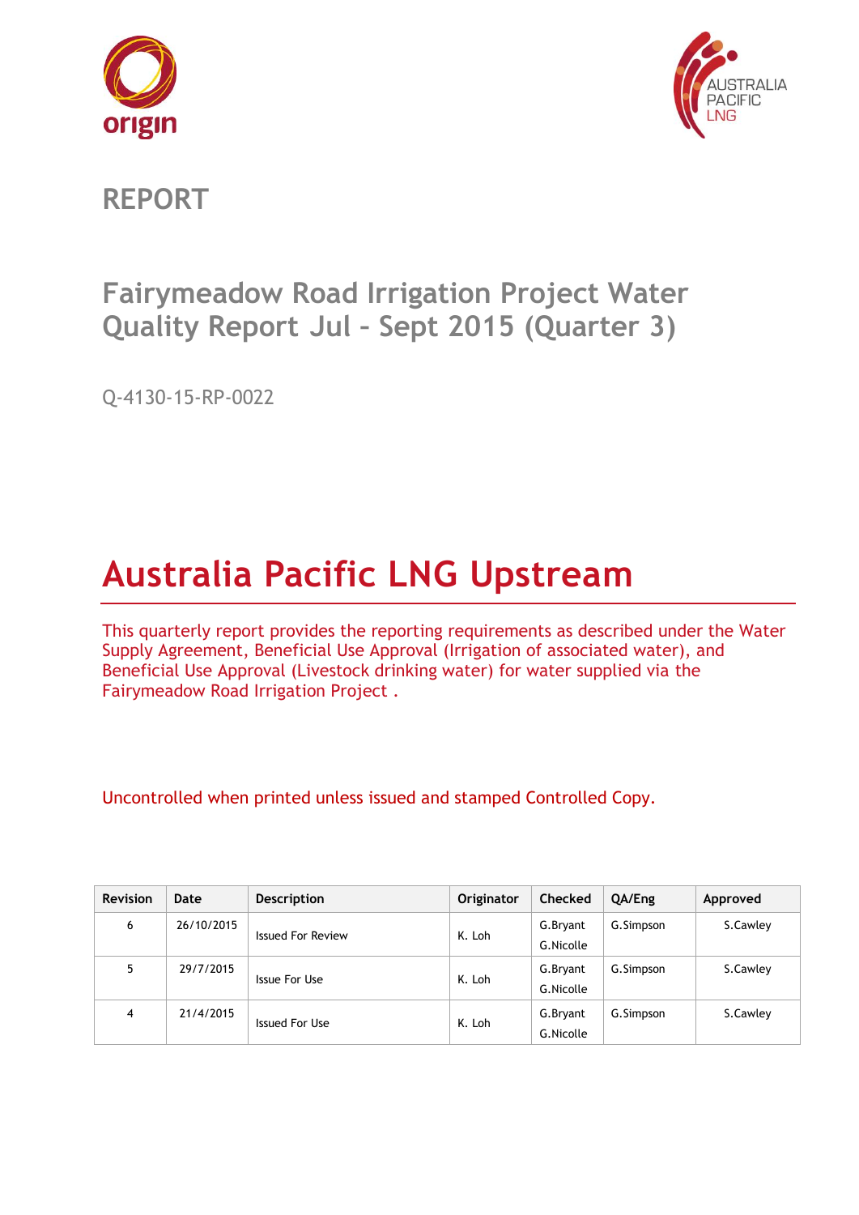# REPORT

## Fairymeadow Road Irrigation Project Water Quality Report Jul – Sept 2015 (Quarter 3)

Q-4130-15-RP-0022

# Australia Pacific LNG Upstream

This quarterly report provides the reporting requirements as described under the Water Supply Agreement, Beneficial Use Approval (Irrigation of associated water), and Beneficial Use Approval (Livestock drinking water) for water supplied via the Fairymeadow Road Irrigation Project .

Uncontrolled when printed unless issued and stamped Controlled Copy.

| Revision | Date | Description | Originator | Checked | QA/Eng | Approved |
|---|---|---|---|---|---|---|
| 6 | 26/10/2015 | Issued For Review | K. Loh | G.Bryant G.Nicolle | G.Simpson | S.Cawley |
| 5 | 29/7/2015 | Issue For Use | K. Loh | G.Bryant G.Nicolle | G.Simpson | S.Cawley |
| 4 | 21/4/2015 | Issued For Use | K. Loh | G.Bryant G.Nicolle | G.Simpson | S.Cawley |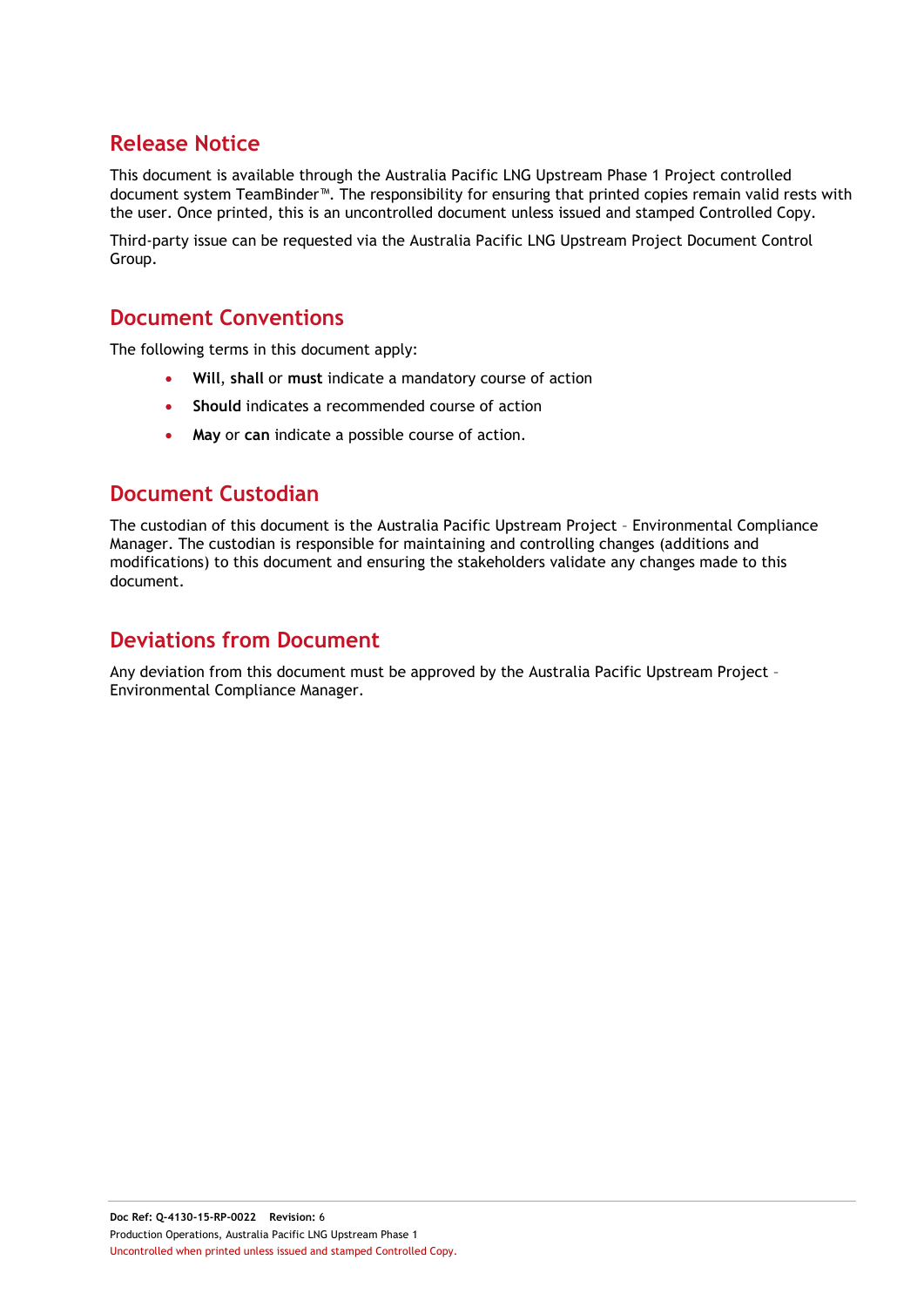## Release Notice

This document is available through the Australia Pacific LNG Upstream Phase 1 Project controlled document system TeamBinder™. The responsibility for ensuring that printed copies remain valid rests with the user. Once printed, this is an uncontrolled document unless issued and stamped Controlled Copy.

Third-party issue can be requested via the Australia Pacific LNG Upstream Project Document Control Group.

## Document Conventions

The following terms in this document apply:

- **Will**, **shall** or **must** indicate a mandatory course of action
- **Should** indicates a recommended course of action
- **May** or **can** indicate a possible course of action.

## Document Custodian

The custodian of this document is the Australia Pacific Upstream Project – Environmental Compliance Manager. The custodian is responsible for maintaining and controlling changes (additions and modifications) to this document and ensuring the stakeholders validate any changes made to this document.

## Deviations from Document

Any deviation from this document must be approved by the Australia Pacific Upstream Project – Environmental Compliance Manager.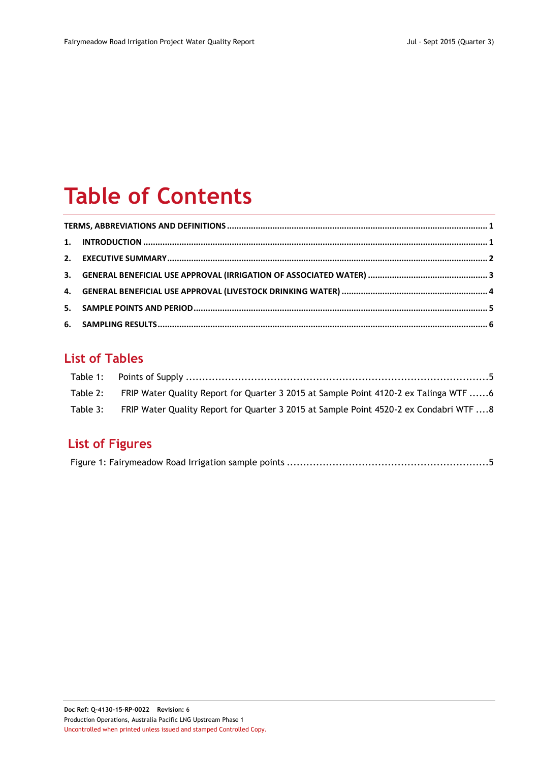# Table of Contents

| | | |
|---|---|---|
| TERMS, ABBREVIATIONS AND DEFINITIONS | | 1 |
| 1. | INTRODUCTION | 1 |
| 2. | EXECUTIVE SUMMARY | 2 |
| 3. | GENERAL BENEFICIAL USE APPROVAL (IRRIGATION OF ASSOCIATED WATER) | 3 |
| 4. | GENERAL BENEFICIAL USE APPROVAL (LIVESTOCK DRINKING WATER) | 4 |
| 5. | SAMPLE POINTS AND PERIOD | 5 |
| 6. | SAMPLING RESULTS | 6 |

## List of Tables

| | | |
|---|---|---|
| Table 1: | Points of Supply | 5 |
| Table 2: | FRIP Water Quality Report for Quarter 3 2015 at Sample Point 4120-2 ex Talinga WTF | 6 |
| Table 3: | FRIP Water Quality Report for Quarter 3 2015 at Sample Point 4520-2 ex Condabri WTF | 8 |

## List of Figures

| | |
|---|---|
| Figure 1: Fairymeadow Road Irrigation sample points | 5 |

**Doc Ref: Q-4130-15-RP-0022** **Revision:** 6

Production Operations, Australia Pacific LNG Upstream Phase 1

Uncontrolled when printed unless issued and stamped Controlled Copy.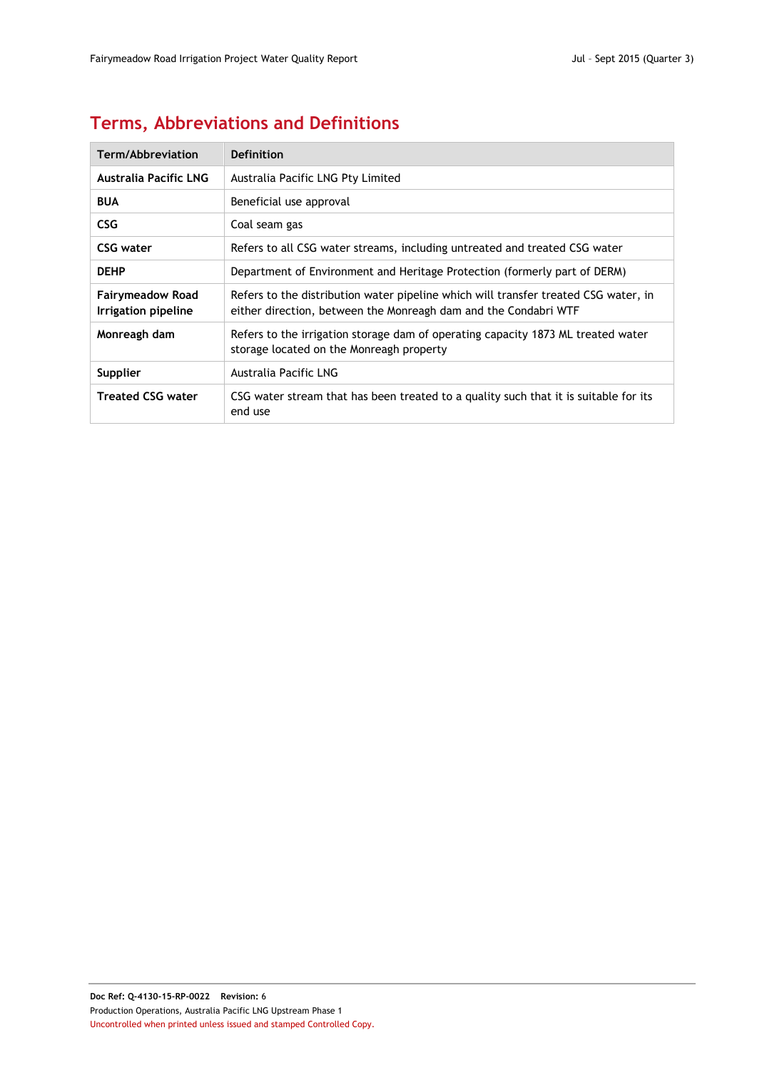## Terms, Abbreviations and Definitions

| Term/Abbreviation | Definition |
|---|---|
| **Australia Pacific LNG** | Australia Pacific LNG Pty Limited |
| **BUA** | Beneficial use approval |
| **CSG** | Coal seam gas |
| **CSG water** | Refers to all CSG water streams, including untreated and treated CSG water |
| **DEHP** | Department of Environment and Heritage Protection (formerly part of DERM) |
| **Fairymeadow Road Irrigation pipeline** | Refers to the distribution water pipeline which will transfer treated CSG water, in either direction, between the Monreagh dam and the Condabri WTF |
| **Monreagh dam** | Refers to the irrigation storage dam of operating capacity 1873 ML treated water storage located on the Monreagh property |
| **Supplier** | Australia Pacific LNG |
| **Treated CSG water** | CSG water stream that has been treated to a quality such that it is suitable for its end use |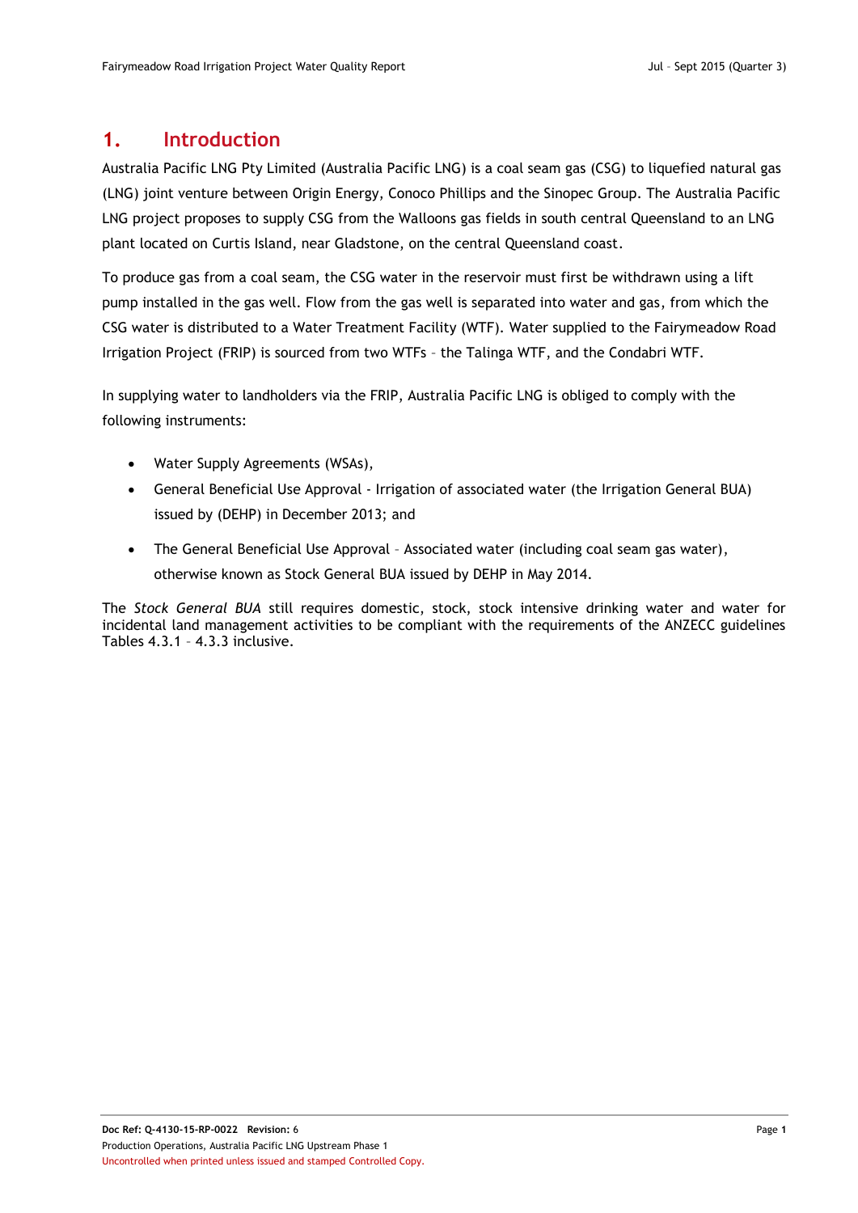# 1. Introduction

Australia Pacific LNG Pty Limited (Australia Pacific LNG) is a coal seam gas (CSG) to liquefied natural gas (LNG) joint venture between Origin Energy, Conoco Phillips and the Sinopec Group. The Australia Pacific LNG project proposes to supply CSG from the Walloons gas fields in south central Queensland to an LNG plant located on Curtis Island, near Gladstone, on the central Queensland coast.

To produce gas from a coal seam, the CSG water in the reservoir must first be withdrawn using a lift pump installed in the gas well. Flow from the gas well is separated into water and gas, from which the CSG water is distributed to a Water Treatment Facility (WTF). Water supplied to the Fairymeadow Road Irrigation Project (FRIP) is sourced from two WTFs – the Talinga WTF, and the Condabri WTF.

In supplying water to landholders via the FRIP, Australia Pacific LNG is obliged to comply with the following instruments:

- Water Supply Agreements (WSAs),
- General Beneficial Use Approval - Irrigation of associated water (the Irrigation General BUA) issued by (DEHP) in December 2013; and
- The General Beneficial Use Approval – Associated water (including coal seam gas water), otherwise known as Stock General BUA issued by DEHP in May 2014.

The *Stock General BUA* still requires domestic, stock, stock intensive drinking water and water for incidental land management activities to be compliant with the requirements of the ANZECC guidelines Tables 4.3.1 – 4.3.3 inclusive.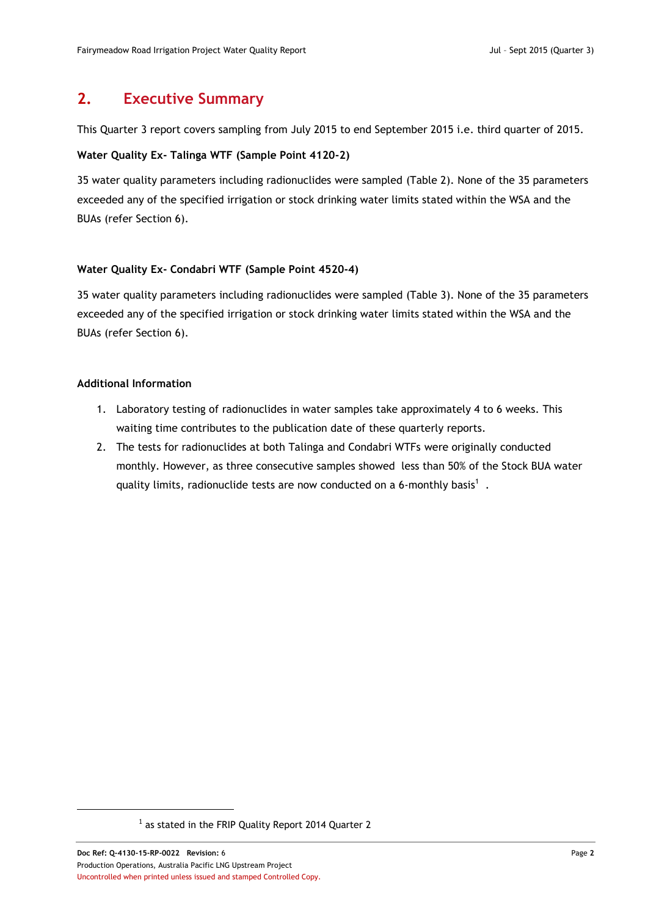## 2. Executive Summary

This Quarter 3 report covers sampling from July 2015 to end September 2015 i.e. third quarter of 2015.

**Water Quality Ex- Talinga WTF (Sample Point 4120-2)**

35 water quality parameters including radionuclides were sampled (Table 2). None of the 35 parameters exceeded any of the specified irrigation or stock drinking water limits stated within the WSA and the BUAs (refer Section 6).

**Water Quality Ex- Condabri WTF (Sample Point 4520-4)**

35 water quality parameters including radionuclides were sampled (Table 3). None of the 35 parameters exceeded any of the specified irrigation or stock drinking water limits stated within the WSA and the BUAs (refer Section 6).

**Additional Information**

1. Laboratory testing of radionuclides in water samples take approximately 4 to 6 weeks. This waiting time contributes to the publication date of these quarterly reports.
2. The tests for radionuclides at both Talinga and Condabri WTFs were originally conducted monthly. However, as three consecutive samples showed less than 50% of the Stock BUA water quality limits, radionuclide tests are now conducted on a 6-monthly basis[1] .

[1] as stated in the FRIP Quality Report 2014 Quarter 2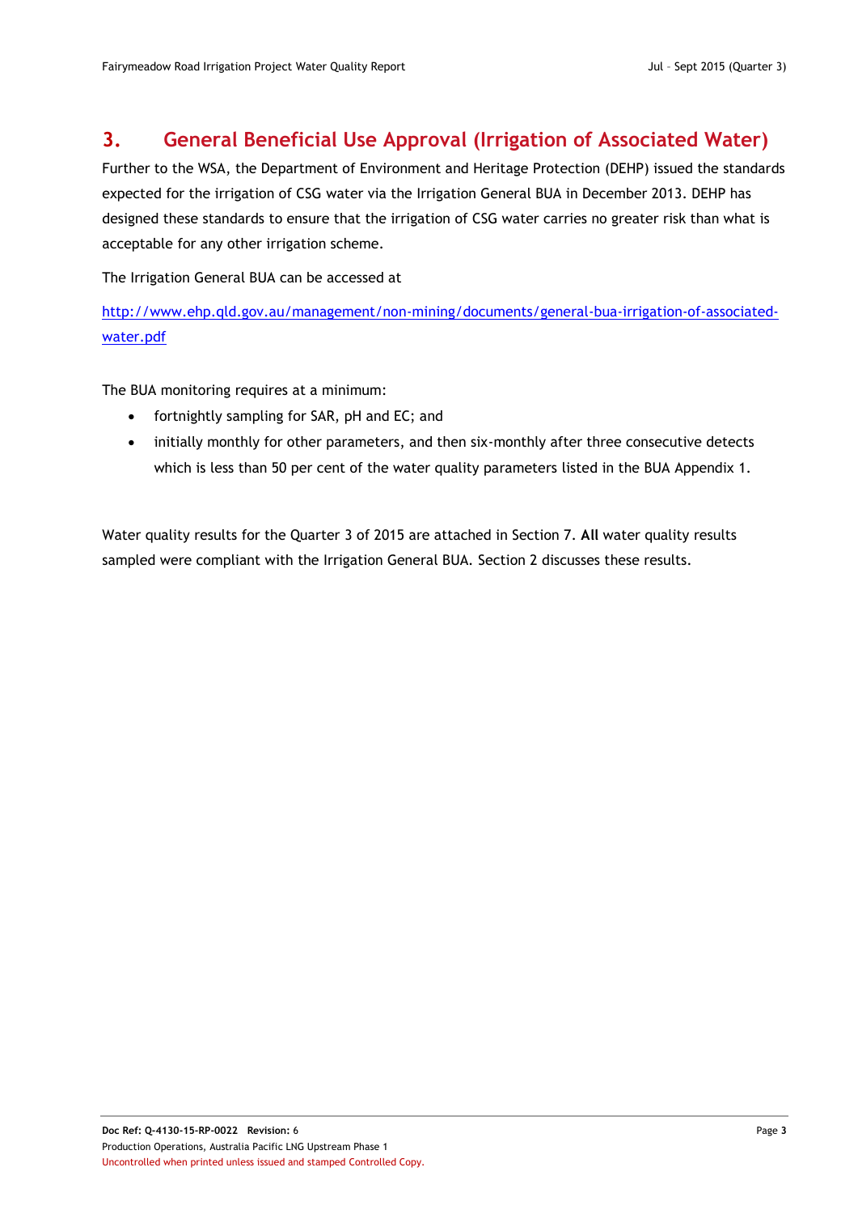## 3. General Beneficial Use Approval (Irrigation of Associated Water)

Further to the WSA, the Department of Environment and Heritage Protection (DEHP) issued the standards expected for the irrigation of CSG water via the Irrigation General BUA in December 2013. DEHP has designed these standards to ensure that the irrigation of CSG water carries no greater risk than what is acceptable for any other irrigation scheme.

The Irrigation General BUA can be accessed at

http://www.ehp.qld.gov.au/management/non-mining/documents/general-bua-irrigation-of-associated-water.pdf

The BUA monitoring requires at a minimum:

- fortnightly sampling for SAR, pH and EC; and
- initially monthly for other parameters, and then six-monthly after three consecutive detects which is less than 50 per cent of the water quality parameters listed in the BUA Appendix 1.

Water quality results for the Quarter 3 of 2015 are attached in Section 7. **All** water quality results sampled were compliant with the Irrigation General BUA. Section 2 discusses these results.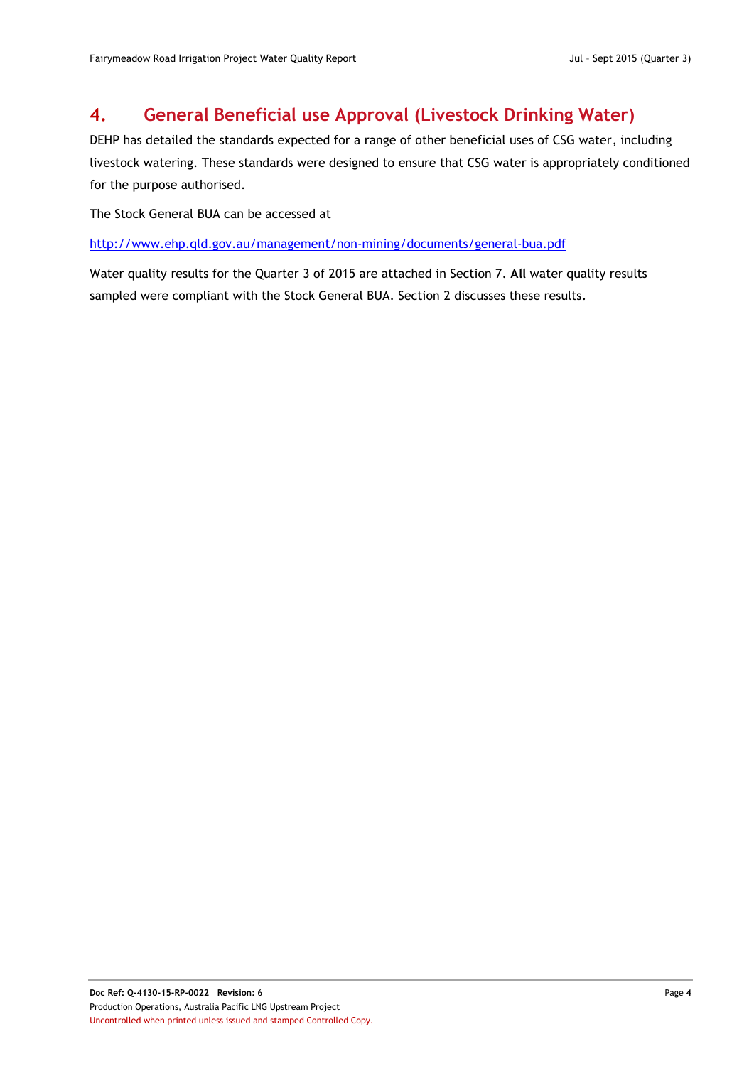# 4. General Beneficial use Approval (Livestock Drinking Water)

DEHP has detailed the standards expected for a range of other beneficial uses of CSG water, including livestock watering. These standards were designed to ensure that CSG water is appropriately conditioned for the purpose authorised.

The Stock General BUA can be accessed at

http://www.ehp.qld.gov.au/management/non-mining/documents/general-bua.pdf

Water quality results for the Quarter 3 of 2015 are attached in Section 7. **All** water quality results sampled were compliant with the Stock General BUA. Section 2 discusses these results.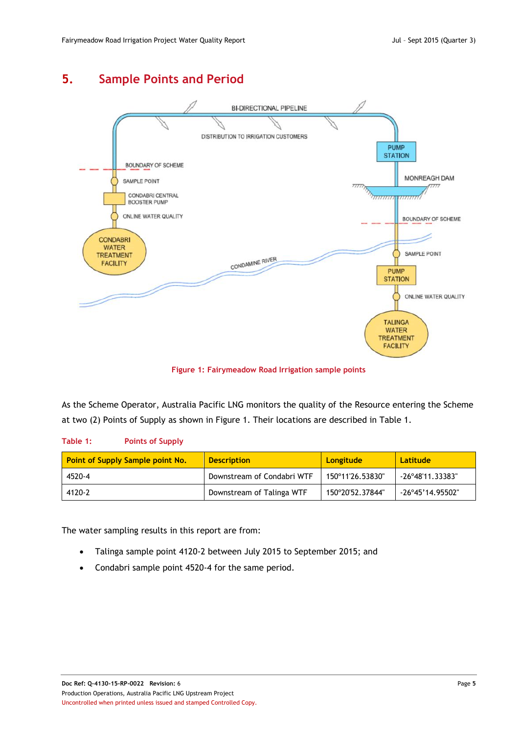# 5. Sample Points and Period

Figure 1: Fairymeadow Road Irrigation sample points

As the Scheme Operator, Australia Pacific LNG monitors the quality of the Resource entering the Scheme at two (2) Points of Supply as shown in Figure 1. Their locations are described in Table 1.

Table 1: Points of Supply

| Point of Supply Sample point No. | Description | Longitude | Latitude |
|---|---|---|---|
| 4520-4 | Downstream of Condabri WTF | 150°11'26.53830" | -26°48'11.33383" |
| 4120-2 | Downstream of Talinga WTF | 150°20'52.37844" | -26°45'14.95502" |

The water sampling results in this report are from:

- Talinga sample point 4120-2 between July 2015 to September 2015; and
- Condabri sample point 4520-4 for the same period.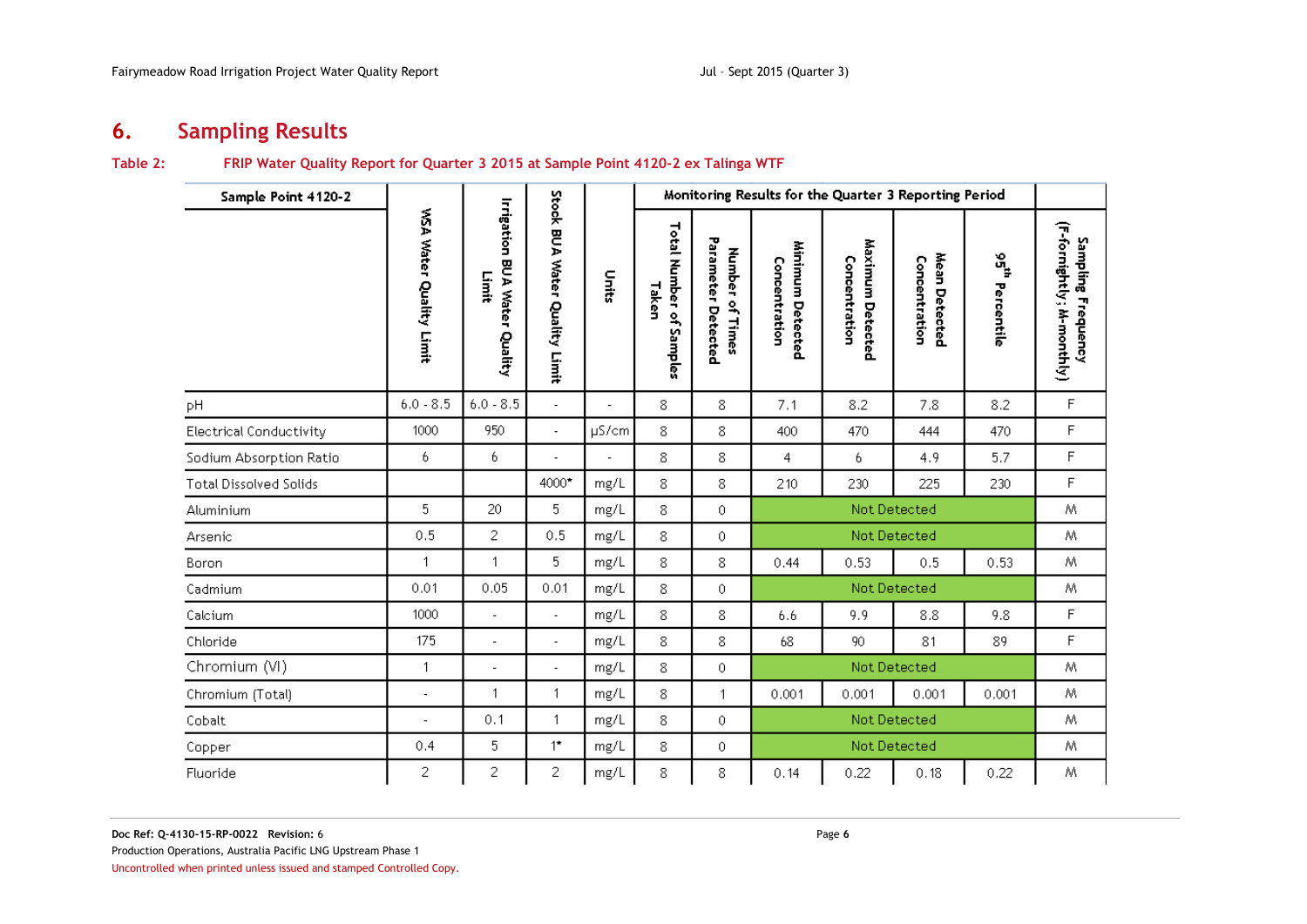# 6. Sampling Results

**Table 2: FRIP Water Quality Report for Quarter 3 2015 at Sample Point 4120-2 ex Talinga WTF**

| Sample Point 4120-2 | | | | | Monitoring Results for the Quarter 3 Reporting Period | | | | | | |
|---|---|---|---|---|---|---|---|---|---|---|---|
| | WSA Water Quality Limit | Irrigation BUA Water Quality Limit | Stock BUA Water Quality Limit | Units | Total Number of Samples Taken | Number of Times Parameter Detected | Minimum Detected Concentration | Maximum Detected Concentration | Mean Detected Concentration | 95th Percentile | Sampling Frequency (F-fortnightly; M-monthly) |
| pH | 6.0 - 8.5 | 6.0 - 8.5 | - | - | 8 | 8 | 7.1 | 8.2 | 7.8 | 8.2 | F |
| Electrical Conductivity | 1000 | 950 | - | µS/cm | 8 | 8 | 400 | 470 | 444 | 470 | F |
| Sodium Absorption Ratio | 6 | 6 | - | - | 8 | 8 | 4 | 6 | 4.9 | 5.7 | F |
| Total Dissolved Solids | | | 4000* | mg/L | 8 | 8 | 210 | 230 | 225 | 230 | F |
| Aluminium | 5 | 20 | 5 | mg/L | 8 | 0 | Not Detected | | | | M |
| Arsenic | 0.5 | 2 | 0.5 | mg/L | 8 | 0 | Not Detected | | | | M |
| Boron | 1 | 1 | 5 | mg/L | 8 | 8 | 0.44 | 0.53 | 0.5 | 0.53 | M |
| Cadmium | 0.01 | 0.05 | 0.01 | mg/L | 8 | 0 | Not Detected | | | | M |
| Calcium | 1000 | - | - | mg/L | 8 | 8 | 6.6 | 9.9 | 8.8 | 9.8 | F |
| Chloride | 175 | - | - | mg/L | 8 | 8 | 68 | 90 | 81 | 89 | F |
| Chromium (VI) | 1 | - | - | mg/L | 8 | 0 | Not Detected | | | | M |
| Chromium (Total) | - | 1 | 1 | mg/L | 8 | 1 | 0.001 | 0.001 | 0.001 | 0.001 | M |
| Cobalt | - | 0.1 | 1 | mg/L | 8 | 0 | Not Detected | | | | M |
| Copper | 0.4 | 5 | 1* | mg/L | 8 | 0 | Not Detected | | | | M |
| Fluoride | 2 | 2 | 2 | mg/L | 8 | 8 | 0.14 | 0.22 | 0.18 | 0.22 | M |

**Doc Ref: Q-4130-15-RP-0022 Revision:** 6

Production Operations, Australia Pacific LNG Upstream Phase 1

Uncontrolled when printed unless issued and stamped Controlled Copy.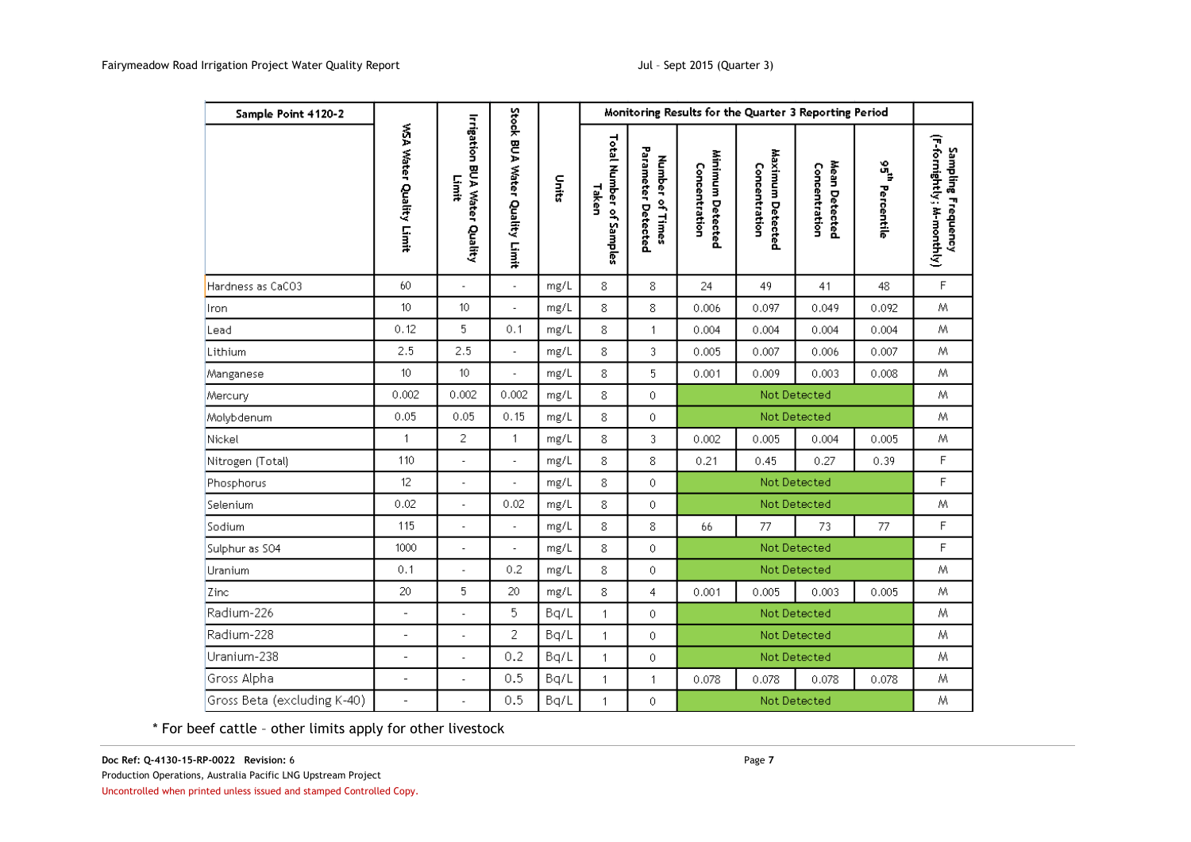| Sample Point 4120-2 | WSA Water Quality Limit | Irrigation BUA Water Quality Limit | Stock BUA Water Quality Limit | Units | Monitoring Results for the Quarter 3 Reporting Period | | | | | | Sampling Frequency (F-fornightly; M-monthly) |
|---|---|---|---|---|---|---|---|---|---|---|---|
| | | | | | Total Number of Samples Taken | Number of Times Parameter Detected | Minimum Detected Concentration | Maximum Detected Concentration | Mean Detected Concentration | 95th Percentile | |
| Hardness as CaCO3 | 60 | - | - | mg/L | 8 | 8 | 24 | 49 | 41 | 48 | F |
| Iron | 10 | 10 | - | mg/L | 8 | 8 | 0.006 | 0.097 | 0.049 | 0.092 | M |
| Lead | 0.12 | 5 | 0.1 | mg/L | 8 | 1 | 0.004 | 0.004 | 0.004 | 0.004 | M |
| Lithium | 2.5 | 2.5 | - | mg/L | 8 | 3 | 0.005 | 0.007 | 0.006 | 0.007 | M |
| Manganese | 10 | 10 | - | mg/L | 8 | 5 | 0.001 | 0.009 | 0.003 | 0.008 | M |
| Mercury | 0.002 | 0.002 | 0.002 | mg/L | 8 | 0 | Not Detected | | | | M |
| Molybdenum | 0.05 | 0.05 | 0.15 | mg/L | 8 | 0 | Not Detected | | | | M |
| Nickel | 1 | 2 | 1 | mg/L | 8 | 3 | 0.002 | 0.005 | 0.004 | 0.005 | M |
| Nitrogen (Total) | 110 | - | - | mg/L | 8 | 8 | 0.21 | 0.45 | 0.27 | 0.39 | F |
| Phosphorus | 12 | - | - | mg/L | 8 | 0 | Not Detected | | | | F |
| Selenium | 0.02 | - | 0.02 | mg/L | 8 | 0 | Not Detected | | | | M |
| Sodium | 115 | - | - | mg/L | 8 | 8 | 66 | 77 | 73 | 77 | F |
| Sulphur as SO4 | 1000 | - | - | mg/L | 8 | 0 | Not Detected | | | | F |
| Uranium | 0.1 | - | 0.2 | mg/L | 8 | 0 | Not Detected | | | | M |
| Zinc | 20 | 5 | 20 | mg/L | 8 | 4 | 0.001 | 0.005 | 0.003 | 0.005 | M |
| Radium-226 | - | - | 5 | Bq/L | 1 | 0 | Not Detected | | | | M |
| Radium-228 | - | - | 2 | Bq/L | 1 | 0 | Not Detected | | | | M |
| Uranium-238 | - | - | 0.2 | Bq/L | 1 | 0 | Not Detected | | | | M |
| Gross Alpha | - | - | 0.5 | Bq/L | 1 | 1 | 0.078 | 0.078 | 0.078 | 0.078 | M |
| Gross Beta (excluding K-40) | - | - | 0.5 | Bq/L | 1 | 0 | Not Detected | | | | M |

* For beef cattle – other limits apply for other livestock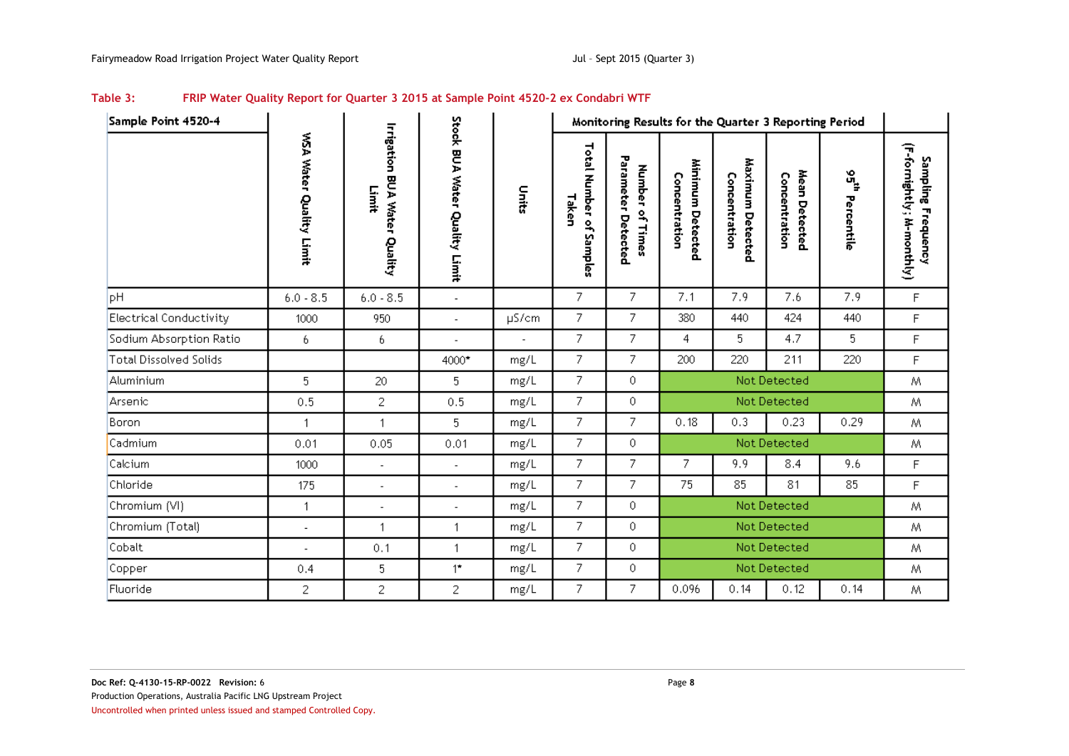**Table 3: FRIP Water Quality Report for Quarter 3 2015 at Sample Point 4520-2 ex Condabri WTF**

| Sample Point 4520-4 | WSA Water Quality Limit | Irrigation BUA Water Quality Limit | Stock BUA Water Quality Limit | Units | Monitoring Results for the Quarter 3 Reporting Period | | | | | | Sampling Frequency (F-fornightly; M-monthly) |
|---|---|---|---|---|---|---|---|---|---|---|---|
| | | | | | Total Number of Samples Taken | Number of Times Parameter Detected | Minimum Detected Concentration | Maximum Detected Concentration | Mean Detected Concentration | 95th Percentile | |
| pH | 6.0 - 8.5 | 6.0 - 8.5 | - | | 7 | 7 | 7.1 | 7.9 | 7.6 | 7.9 | F |
| Electrical Conductivity | 1000 | 950 | - | µS/cm | 7 | 7 | 380 | 440 | 424 | 440 | F |
| Sodium Absorption Ratio | 6 | 6 | - | - | 7 | 7 | 4 | 5 | 4.7 | 5 | F |
| Total Dissolved Solids | | | 4000* | mg/L | 7 | 7 | 200 | 220 | 211 | 220 | F |
| Aluminium | 5 | 20 | 5 | mg/L | 7 | 0 | Not Detected | | | | M |
| Arsenic | 0.5 | 2 | 0.5 | mg/L | 7 | 0 | Not Detected | | | | M |
| Boron | 1 | 1 | 5 | mg/L | 7 | 7 | 0.18 | 0.3 | 0.23 | 0.29 | M |
| Cadmium | 0.01 | 0.05 | 0.01 | mg/L | 7 | 0 | Not Detected | | | | M |
| Calcium | 1000 | - | - | mg/L | 7 | 7 | 7 | 9.9 | 8.4 | 9.6 | F |
| Chloride | 175 | - | - | mg/L | 7 | 7 | 75 | 85 | 81 | 85 | F |
| Chromium (VI) | 1 | - | - | mg/L | 7 | 0 | Not Detected | | | | M |
| Chromium (Total) | - | 1 | 1 | mg/L | 7 | 0 | Not Detected | | | | M |
| Cobalt | - | 0.1 | 1 | mg/L | 7 | 0 | Not Detected | | | | M |
| Copper | 0.4 | 5 | 1* | mg/L | 7 | 0 | Not Detected | | | | M |
| Fluoride | 2 | 2 | 2 | mg/L | 7 | 7 | 0.096 | 0.14 | 0.12 | 0.14 | M |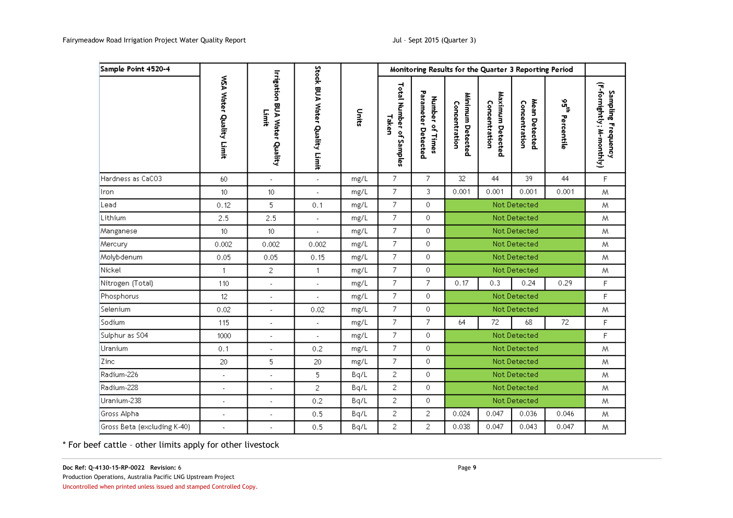| Sample Point 4520-4 | WSA Water Quality Limit | Irrigation BUA Water Quality Limit | Stock BUA Water Quality Limit | Units | Monitoring Results for the Quarter 3 Reporting Period | | | | | | Sampling Frequency (F-fortnightly; M-monthly) |
|---|---|---|---|---|---|---|---|---|---|---|---|
| | | | | | Total Number of Samples Taken | Number of Times Parameter Detected | Minimum Detected Concentration | Maximum Detected Concentration | Mean Detected Concentration | 95th Percentile | |
| Hardness as CaCO3 | 60 | - | - | mg/L | 7 | 7 | 32 | 44 | 39 | 44 | F |
| Iron | 10 | 10 | - | mg/L | 7 | 3 | 0.001 | 0.001 | 0.001 | 0.001 | M |
| Lead | 0.12 | 5 | 0.1 | mg/L | 7 | 0 | Not Detected | | | | M |
| Lithium | 2.5 | 2.5 | - | mg/L | 7 | 0 | Not Detected | | | | M |
| Manganese | 10 | 10 | - | mg/L | 7 | 0 | Not Detected | | | | M |
| Mercury | 0.002 | 0.002 | 0.002 | mg/L | 7 | 0 | Not Detected | | | | M |
| Molybdenum | 0.05 | 0.05 | 0.15 | mg/L | 7 | 0 | Not Detected | | | | M |
| Nickel | 1 | 2 | 1 | mg/L | 7 | 0 | Not Detected | | | | M |
| Nitrogen (Total) | 110 | - | - | mg/L | 7 | 7 | 0.17 | 0.3 | 0.24 | 0.29 | F |
| Phosphorus | 12 | - | - | mg/L | 7 | 0 | Not Detected | | | | F |
| Selenium | 0.02 | - | 0.02 | mg/L | 7 | 0 | Not Detected | | | | M |
| Sodium | 115 | - | - | mg/L | 7 | 7 | 64 | 72 | 68 | 72 | F |
| Sulphur as SO4 | 1000 | - | - | mg/L | 7 | 0 | Not Detected | | | | F |
| Uranium | 0.1 | - | 0.2 | mg/L | 7 | 0 | Not Detected | | | | M |
| Zinc | 20 | 5 | 20 | mg/L | 7 | 0 | Not Detected | | | | M |
| Radium-226 | - | - | 5 | Bq/L | 2 | 0 | Not Detected | | | | M |
| Radium-228 | - | - | 2 | Bq/L | 2 | 0 | Not Detected | | | | M |
| Uranium-238 | - | - | 0.2 | Bq/L | 2 | 0 | Not Detected | | | | M |
| Gross Alpha | - | - | 0.5 | Bq/L | 2 | 2 | 0.024 | 0.047 | 0.036 | 0.046 | M |
| Gross Beta (excluding K-40) | - | - | 0.5 | Bq/L | 2 | 2 | 0.038 | 0.047 | 0.043 | 0.047 | M |

* For beef cattle – other limits apply for other livestock